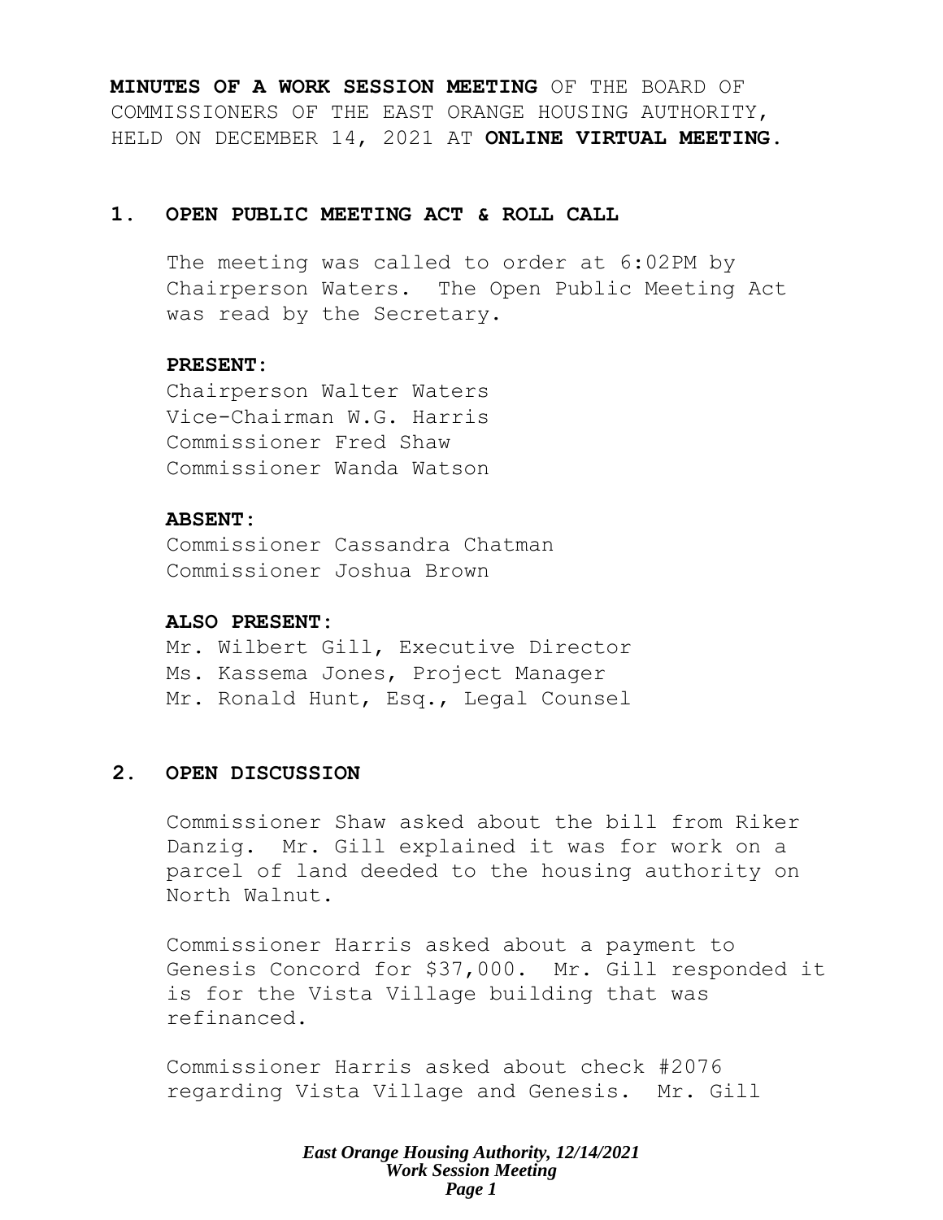**MINUTES OF A WORK SESSION MEETING** OF THE BOARD OF COMMISSIONERS OF THE EAST ORANGE HOUSING AUTHORITY, HELD ON DECEMBER 14, 2021 AT **ONLINE VIRTUAL MEETING.**

## 1. OPEN PUBLIC MEETING ACT & ROLL CALL

The meeting was called to order at 6:02PM by Chairperson Waters. The Open Public Meeting Act was read by the Secretary.

**PRESENT:**
Chairperson Walter Waters
Vice-Chairman W.G. Harris
Commissioner Fred Shaw
Commissioner Wanda Watson

**ABSENT:**
Commissioner Cassandra Chatman
Commissioner Joshua Brown

**ALSO PRESENT:**
Mr. Wilbert Gill, Executive Director
Ms. Kassema Jones, Project Manager
Mr. Ronald Hunt, Esq., Legal Counsel

## 2. OPEN DISCUSSION

Commissioner Shaw asked about the bill from Riker Danzig. Mr. Gill explained it was for work on a parcel of land deeded to the housing authority on North Walnut.

Commissioner Harris asked about a payment to Genesis Concord for $37,000. Mr. Gill responded it is for the Vista Village building that was refinanced.

Commissioner Harris asked about check #2076 regarding Vista Village and Genesis. Mr. Gill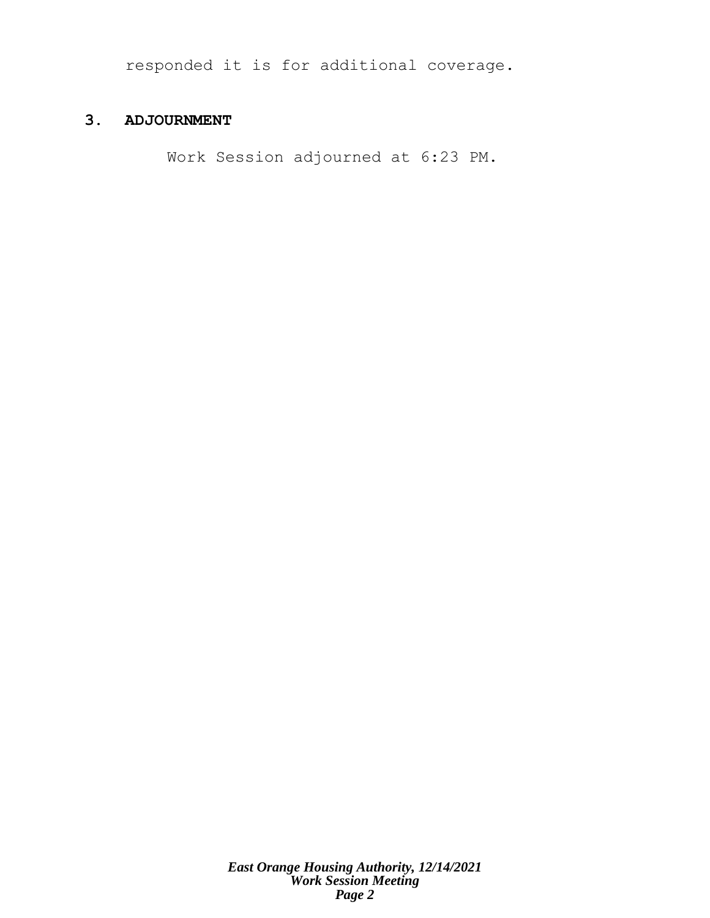responded it is for additional coverage.

## 3. ADJOURNMENT

Work Session adjourned at 6:23 PM.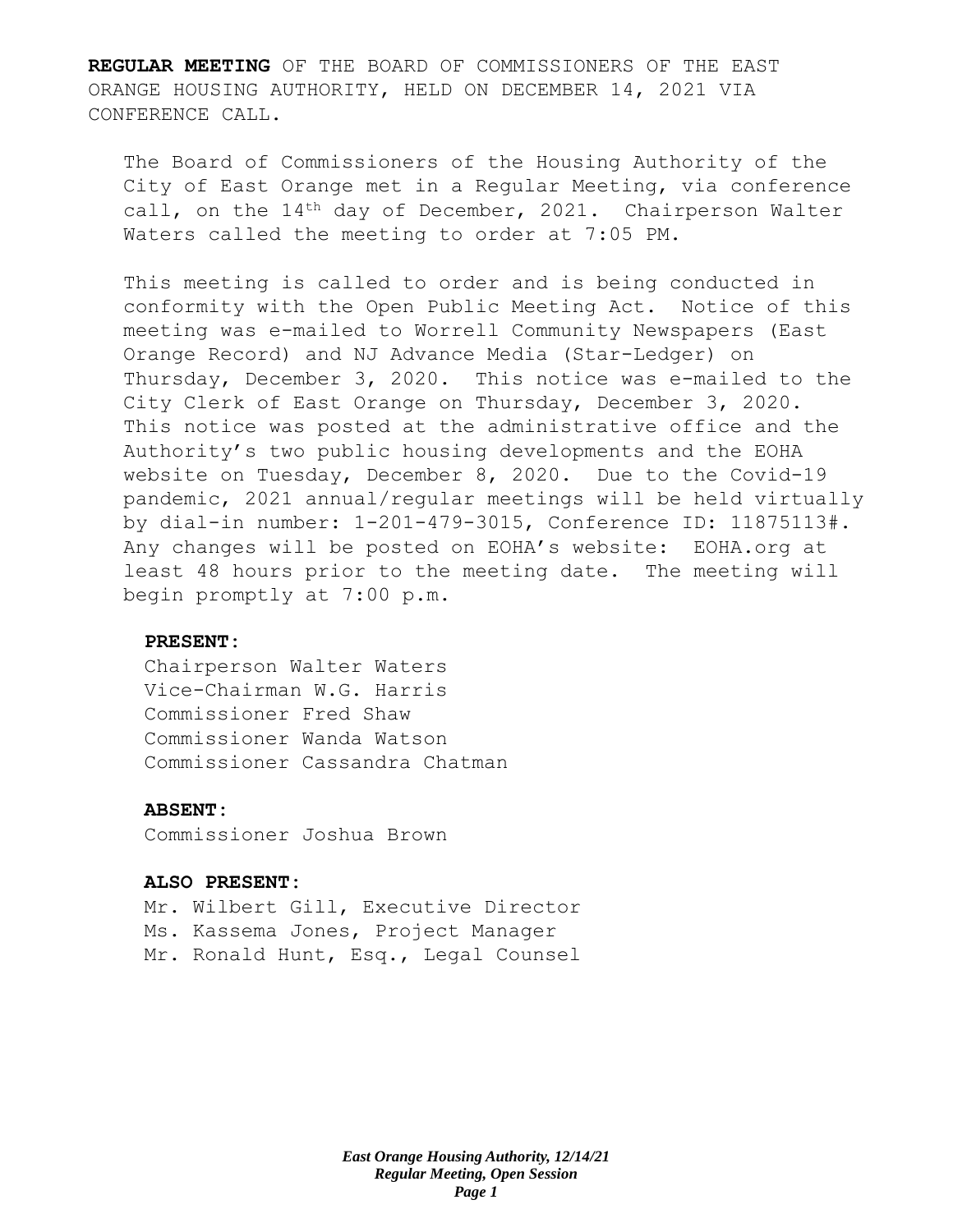**REGULAR MEETING** OF THE BOARD OF COMMISSIONERS OF THE EAST ORANGE HOUSING AUTHORITY, HELD ON DECEMBER 14, 2021 VIA CONFERENCE CALL.

The Board of Commissioners of the Housing Authority of the City of East Orange met in a Regular Meeting, via conference call, on the 14th day of December, 2021. Chairperson Walter Waters called the meeting to order at 7:05 PM.

This meeting is called to order and is being conducted in conformity with the Open Public Meeting Act. Notice of this meeting was e-mailed to Worrell Community Newspapers (East Orange Record) and NJ Advance Media (Star-Ledger) on Thursday, December 3, 2020. This notice was e-mailed to the City Clerk of East Orange on Thursday, December 3, 2020. This notice was posted at the administrative office and the Authority's two public housing developments and the EOHA website on Tuesday, December 8, 2020. Due to the Covid-19 pandemic, 2021 annual/regular meetings will be held virtually by dial-in number: 1-201-479-3015, Conference ID: 11875113#. Any changes will be posted on EOHA's website: EOHA.org at least 48 hours prior to the meeting date. The meeting will begin promptly at 7:00 p.m.

**PRESENT:**

Chairperson Walter Waters
Vice-Chairman W.G. Harris
Commissioner Fred Shaw
Commissioner Wanda Watson
Commissioner Cassandra Chatman

**ABSENT:**

Commissioner Joshua Brown

**ALSO PRESENT:**

Mr. Wilbert Gill, Executive Director
Ms. Kassema Jones, Project Manager
Mr. Ronald Hunt, Esq., Legal Counsel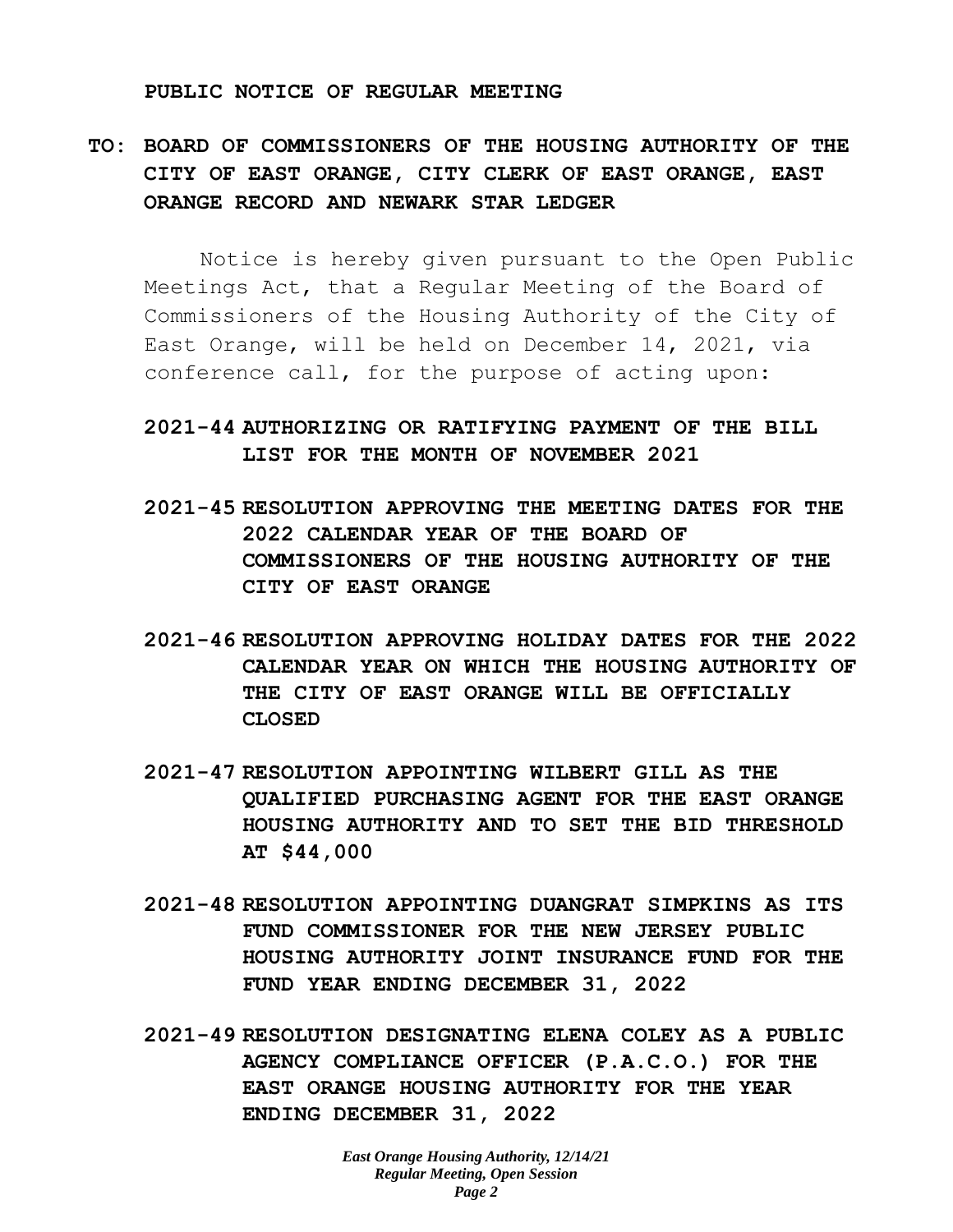**PUBLIC NOTICE OF REGULAR MEETING**

**TO: BOARD OF COMMISSIONERS OF THE HOUSING AUTHORITY OF THE CITY OF EAST ORANGE, CITY CLERK OF EAST ORANGE, EAST ORANGE RECORD AND NEWARK STAR LEDGER**

Notice is hereby given pursuant to the Open Public Meetings Act, that a Regular Meeting of the Board of Commissioners of the Housing Authority of the City of East Orange, will be held on December 14, 2021, via conference call, for the purpose of acting upon:

**2021-44 AUTHORIZING OR RATIFYING PAYMENT OF THE BILL LIST FOR THE MONTH OF NOVEMBER 2021**

**2021-45 RESOLUTION APPROVING THE MEETING DATES FOR THE 2022 CALENDAR YEAR OF THE BOARD OF COMMISSIONERS OF THE HOUSING AUTHORITY OF THE CITY OF EAST ORANGE**

**2021-46 RESOLUTION APPROVING HOLIDAY DATES FOR THE 2022 CALENDAR YEAR ON WHICH THE HOUSING AUTHORITY OF THE CITY OF EAST ORANGE WILL BE OFFICIALLY CLOSED**

**2021-47 RESOLUTION APPOINTING WILBERT GILL AS THE QUALIFIED PURCHASING AGENT FOR THE EAST ORANGE HOUSING AUTHORITY AND TO SET THE BID THRESHOLD AT $44,000**

**2021-48 RESOLUTION APPOINTING DUANGRAT SIMPKINS AS ITS FUND COMMISSIONER FOR THE NEW JERSEY PUBLIC HOUSING AUTHORITY JOINT INSURANCE FUND FOR THE FUND YEAR ENDING DECEMBER 31, 2022**

**2021-49 RESOLUTION DESIGNATING ELENA COLEY AS A PUBLIC AGENCY COMPLIANCE OFFICER (P.A.C.O.) FOR THE EAST ORANGE HOUSING AUTHORITY FOR THE YEAR ENDING DECEMBER 31, 2022**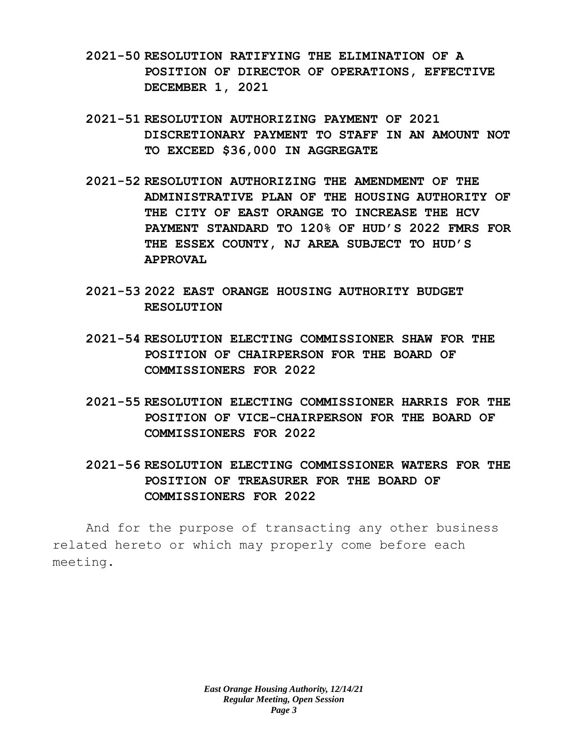**2021-50 RESOLUTION RATIFYING THE ELIMINATION OF A POSITION OF DIRECTOR OF OPERATIONS, EFFECTIVE DECEMBER 1, 2021**

**2021-51 RESOLUTION AUTHORIZING PAYMENT OF 2021 DISCRETIONARY PAYMENT TO STAFF IN AN AMOUNT NOT TO EXCEED $36,000 IN AGGREGATE**

**2021-52 RESOLUTION AUTHORIZING THE AMENDMENT OF THE ADMINISTRATIVE PLAN OF THE HOUSING AUTHORITY OF THE CITY OF EAST ORANGE TO INCREASE THE HCV PAYMENT STANDARD TO 120% OF HUD'S 2022 FMRS FOR THE ESSEX COUNTY, NJ AREA SUBJECT TO HUD'S APPROVAL**

**2021-53 2022 EAST ORANGE HOUSING AUTHORITY BUDGET RESOLUTION**

**2021-54 RESOLUTION ELECTING COMMISSIONER SHAW FOR THE POSITION OF CHAIRPERSON FOR THE BOARD OF COMMISSIONERS FOR 2022**

**2021-55 RESOLUTION ELECTING COMMISSIONER HARRIS FOR THE POSITION OF VICE-CHAIRPERSON FOR THE BOARD OF COMMISSIONERS FOR 2022**

**2021-56 RESOLUTION ELECTING COMMISSIONER WATERS FOR THE POSITION OF TREASURER FOR THE BOARD OF COMMISSIONERS FOR 2022**

And for the purpose of transacting any other business related hereto or which may properly come before each meeting.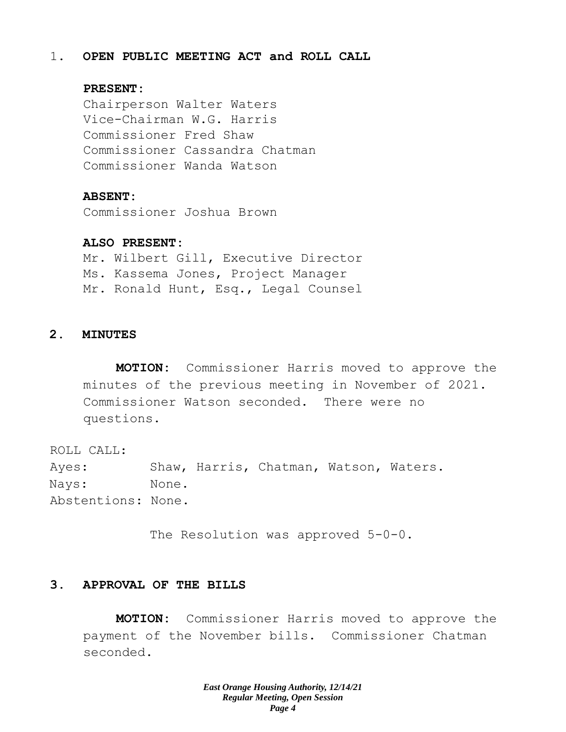## 1. OPEN PUBLIC MEETING ACT and ROLL CALL

**PRESENT:**

Chairperson Walter Waters
Vice-Chairman W.G. Harris
Commissioner Fred Shaw
Commissioner Cassandra Chatman
Commissioner Wanda Watson

**ABSENT:**

Commissioner Joshua Brown

**ALSO PRESENT:**

Mr. Wilbert Gill, Executive Director
Ms. Kassema Jones, Project Manager
Mr. Ronald Hunt, Esq., Legal Counsel

## 2. MINUTES

**MOTION:** Commissioner Harris moved to approve the minutes of the previous meeting in November of 2021. Commissioner Watson seconded. There were no questions.

ROLL CALL:
Ayes: Shaw, Harris, Chatman, Watson, Waters.
Nays: None.
Abstentions: None.

The Resolution was approved 5-0-0.

## 3. APPROVAL OF THE BILLS

**MOTION:** Commissioner Harris moved to approve the payment of the November bills. Commissioner Chatman seconded.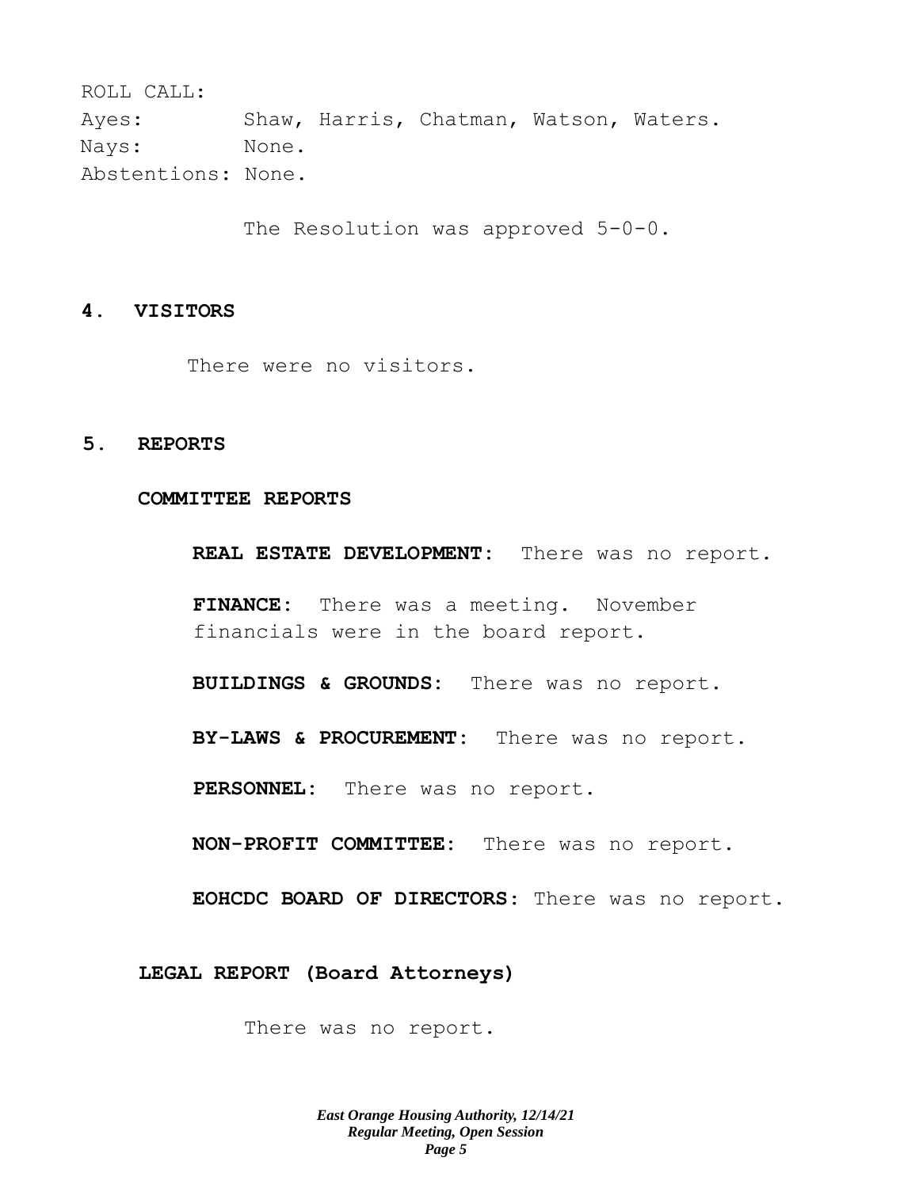ROLL CALL:
Ayes: Shaw, Harris, Chatman, Watson, Waters.
Nays: None.
Abstentions: None.

The Resolution was approved 5-0-0.

## 4. VISITORS

There were no visitors.

## 5. REPORTS

### COMMITTEE REPORTS

**REAL ESTATE DEVELOPMENT:** There was no report.

**FINANCE:** There was a meeting. November financials were in the board report.

**BUILDINGS & GROUNDS:** There was no report.

**BY-LAWS & PROCUREMENT:** There was no report.

**PERSONNEL:** There was no report.

**NON-PROFIT COMMITTEE:** There was no report.

**EOHCDC BOARD OF DIRECTORS:** There was no report.

### LEGAL REPORT (Board Attorneys)

There was no report.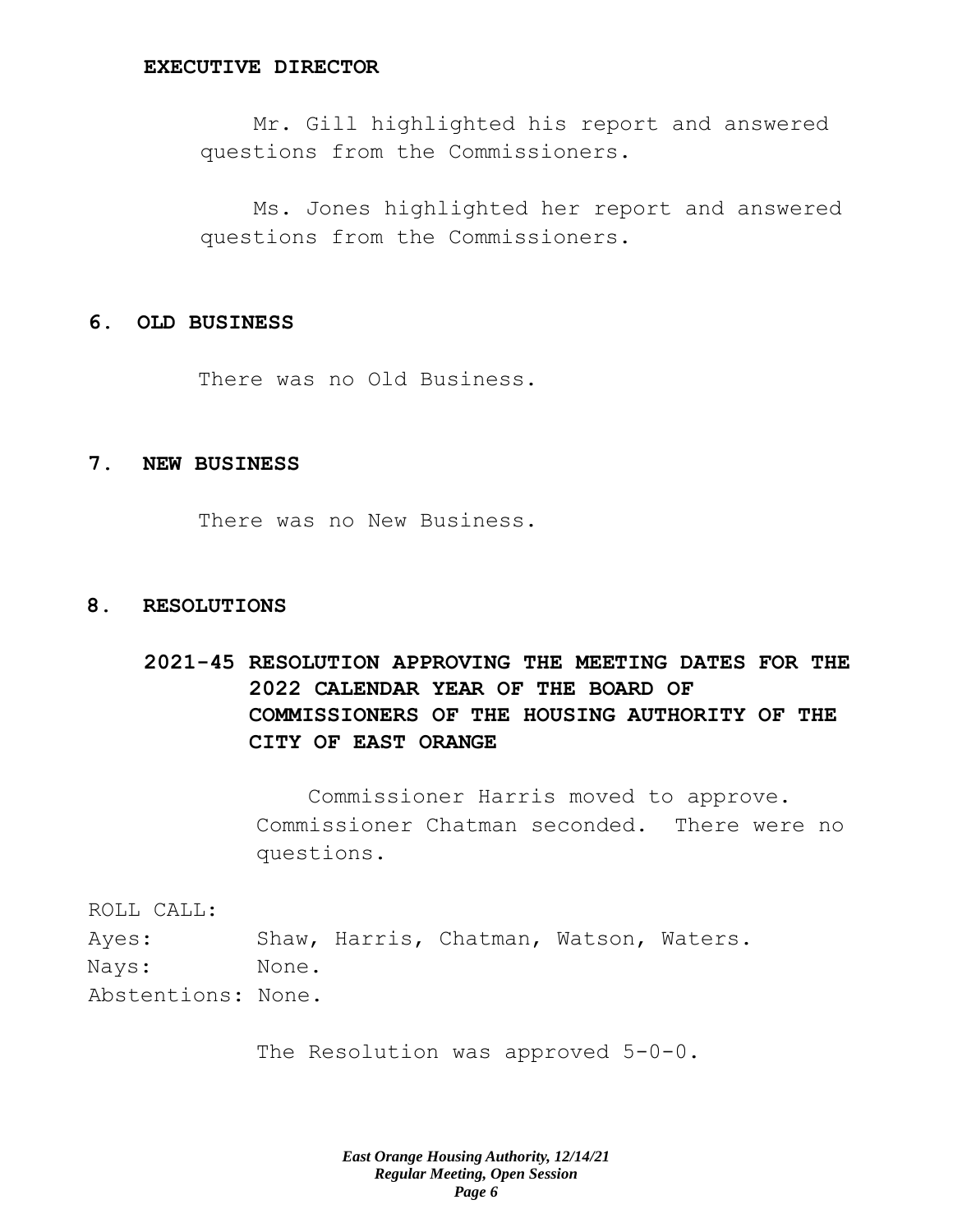**EXECUTIVE DIRECTOR**

Mr. Gill highlighted his report and answered questions from the Commissioners.

Ms. Jones highlighted her report and answered questions from the Commissioners.

## 6. OLD BUSINESS

There was no Old Business.

## 7. NEW BUSINESS

There was no New Business.

## 8. RESOLUTIONS

**2021-45 RESOLUTION APPROVING THE MEETING DATES FOR THE 2022 CALENDAR YEAR OF THE BOARD OF COMMISSIONERS OF THE HOUSING AUTHORITY OF THE CITY OF EAST ORANGE**

Commissioner Harris moved to approve. Commissioner Chatman seconded. There were no questions.

ROLL CALL:
Ayes: Shaw, Harris, Chatman, Watson, Waters.
Nays: None.
Abstentions: None.

The Resolution was approved 5-0-0.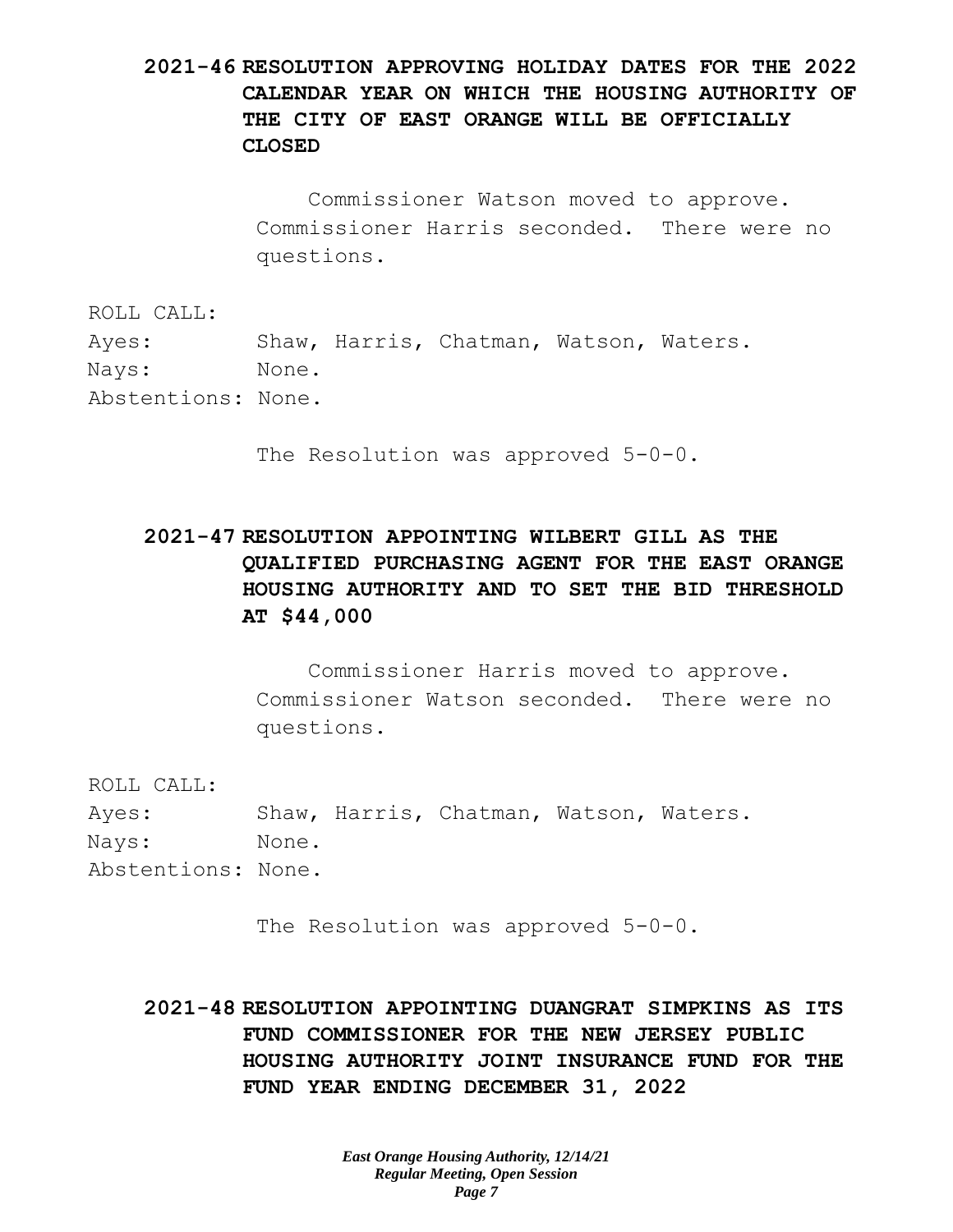**2021-46 RESOLUTION APPROVING HOLIDAY DATES FOR THE 2022 CALENDAR YEAR ON WHICH THE HOUSING AUTHORITY OF THE CITY OF EAST ORANGE WILL BE OFFICIALLY CLOSED**

Commissioner Watson moved to approve. Commissioner Harris seconded. There were no questions.

ROLL CALL:
Ayes: Shaw, Harris, Chatman, Watson, Waters.
Nays: None.
Abstentions: None.

The Resolution was approved 5-0-0.

**2021-47 RESOLUTION APPOINTING WILBERT GILL AS THE QUALIFIED PURCHASING AGENT FOR THE EAST ORANGE HOUSING AUTHORITY AND TO SET THE BID THRESHOLD AT $44,000**

Commissioner Harris moved to approve. Commissioner Watson seconded. There were no questions.

ROLL CALL:
Ayes: Shaw, Harris, Chatman, Watson, Waters.
Nays: None.
Abstentions: None.

The Resolution was approved 5-0-0.

**2021-48 RESOLUTION APPOINTING DUANGRAT SIMPKINS AS ITS FUND COMMISSIONER FOR THE NEW JERSEY PUBLIC HOUSING AUTHORITY JOINT INSURANCE FUND FOR THE FUND YEAR ENDING DECEMBER 31, 2022**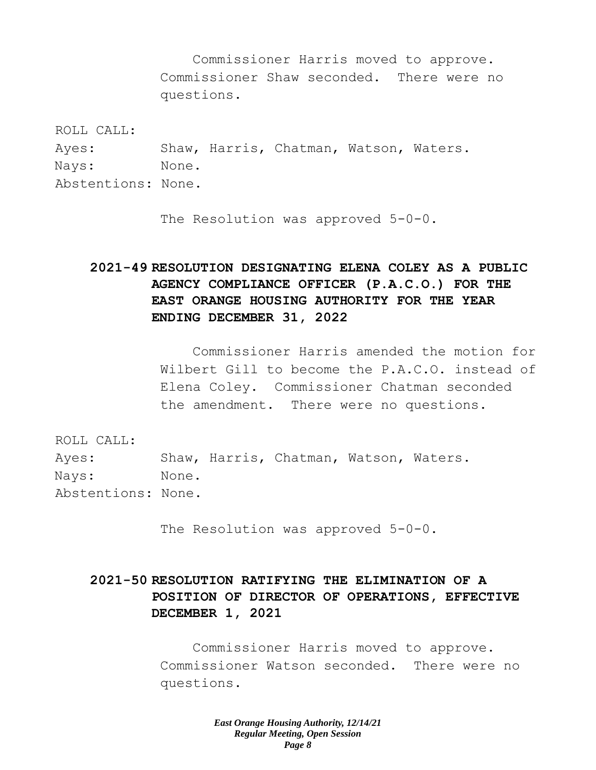Commissioner Harris moved to approve. Commissioner Shaw seconded. There were no questions.

ROLL CALL:
Ayes: Shaw, Harris, Chatman, Watson, Waters.
Nays: None.
Abstentions: None.

The Resolution was approved 5-0-0.

**2021-49 RESOLUTION DESIGNATING ELENA COLEY AS A PUBLIC AGENCY COMPLIANCE OFFICER (P.A.C.O.) FOR THE EAST ORANGE HOUSING AUTHORITY FOR THE YEAR ENDING DECEMBER 31, 2022**

Commissioner Harris amended the motion for Wilbert Gill to become the P.A.C.O. instead of Elena Coley. Commissioner Chatman seconded the amendment. There were no questions.

ROLL CALL:
Ayes: Shaw, Harris, Chatman, Watson, Waters.
Nays: None.
Abstentions: None.

The Resolution was approved 5-0-0.

**2021-50 RESOLUTION RATIFYING THE ELIMINATION OF A POSITION OF DIRECTOR OF OPERATIONS, EFFECTIVE DECEMBER 1, 2021**

Commissioner Harris moved to approve. Commissioner Watson seconded. There were no questions.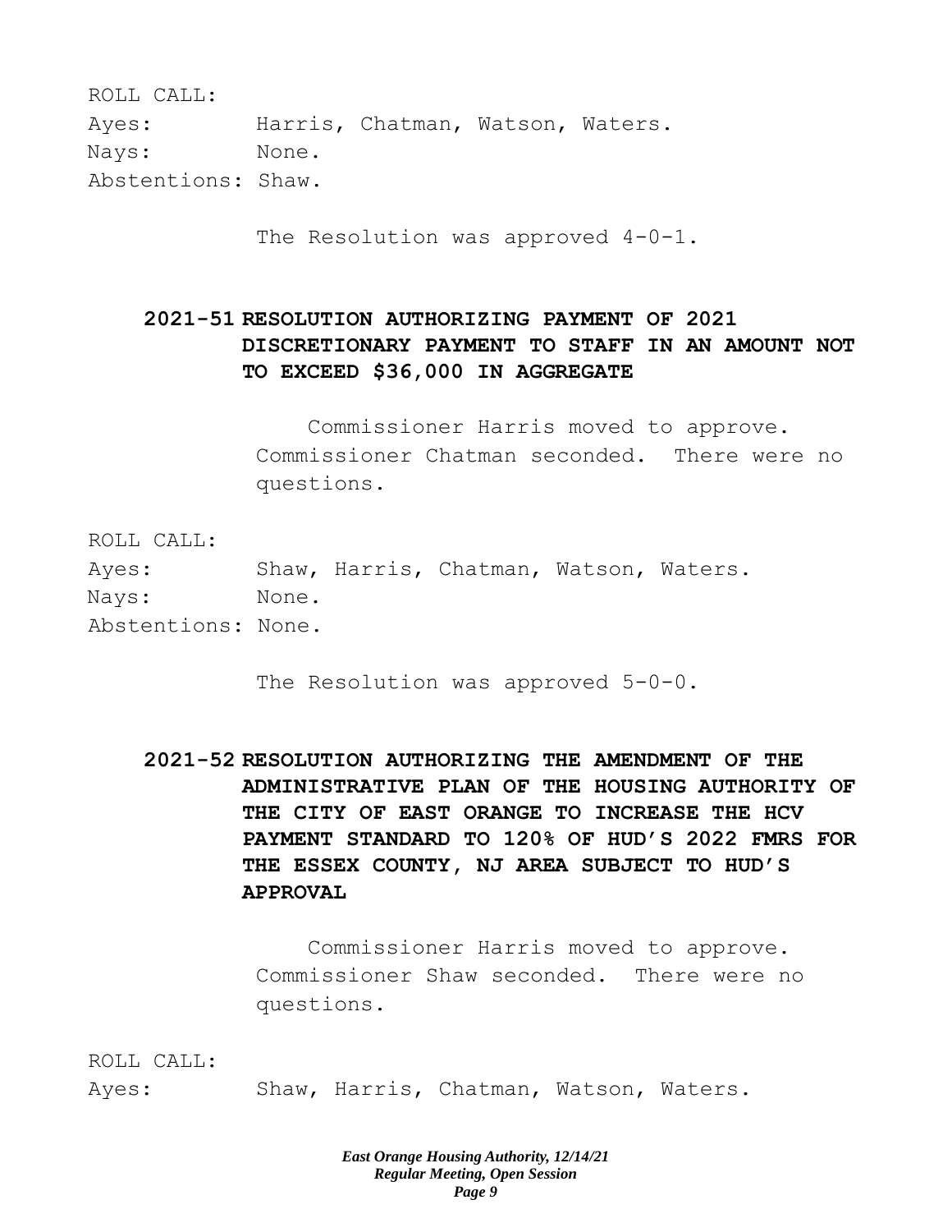ROLL CALL:

Ayes: Harris, Chatman, Watson, Waters.

Nays: None.

Abstentions: Shaw.

The Resolution was approved 4-0-1.

**2021-51 RESOLUTION AUTHORIZING PAYMENT OF 2021 DISCRETIONARY PAYMENT TO STAFF IN AN AMOUNT NOT TO EXCEED $36,000 IN AGGREGATE**

Commissioner Harris moved to approve. Commissioner Chatman seconded. There were no questions.

ROLL CALL:

Ayes: Shaw, Harris, Chatman, Watson, Waters.

Nays: None.

Abstentions: None.

The Resolution was approved 5-0-0.

**2021-52 RESOLUTION AUTHORIZING THE AMENDMENT OF THE ADMINISTRATIVE PLAN OF THE HOUSING AUTHORITY OF THE CITY OF EAST ORANGE TO INCREASE THE HCV PAYMENT STANDARD TO 120% OF HUD'S 2022 FMRS FOR THE ESSEX COUNTY, NJ AREA SUBJECT TO HUD'S APPROVAL**

Commissioner Harris moved to approve. Commissioner Shaw seconded. There were no questions.

ROLL CALL:

Ayes: Shaw, Harris, Chatman, Watson, Waters.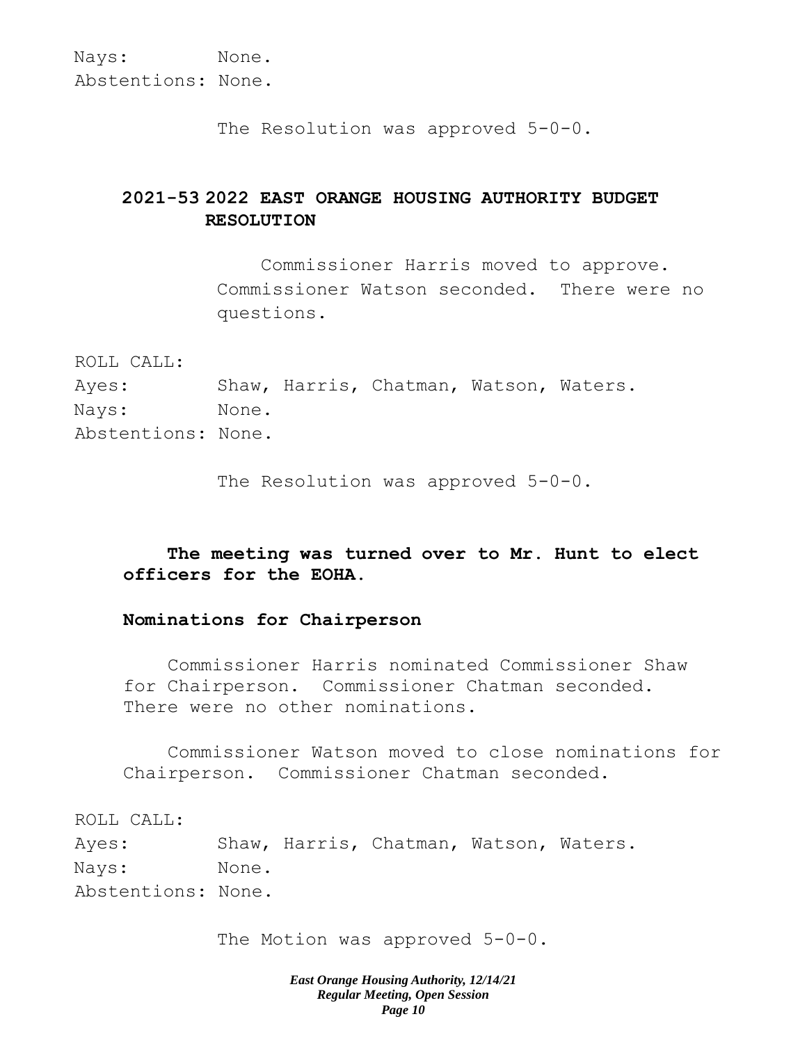Nays: None.
Abstentions: None.

The Resolution was approved 5-0-0.

**2021-53 2022 EAST ORANGE HOUSING AUTHORITY BUDGET RESOLUTION**

Commissioner Harris moved to approve. Commissioner Watson seconded. There were no questions.

ROLL CALL:
Ayes: Shaw, Harris, Chatman, Watson, Waters.
Nays: None.
Abstentions: None.

The Resolution was approved 5-0-0.

**The meeting was turned over to Mr. Hunt to elect officers for the EOHA.**

**Nominations for Chairperson**

Commissioner Harris nominated Commissioner Shaw for Chairperson. Commissioner Chatman seconded. There were no other nominations.

Commissioner Watson moved to close nominations for Chairperson. Commissioner Chatman seconded.

ROLL CALL:
Ayes: Shaw, Harris, Chatman, Watson, Waters.
Nays: None.
Abstentions: None.

The Motion was approved 5-0-0.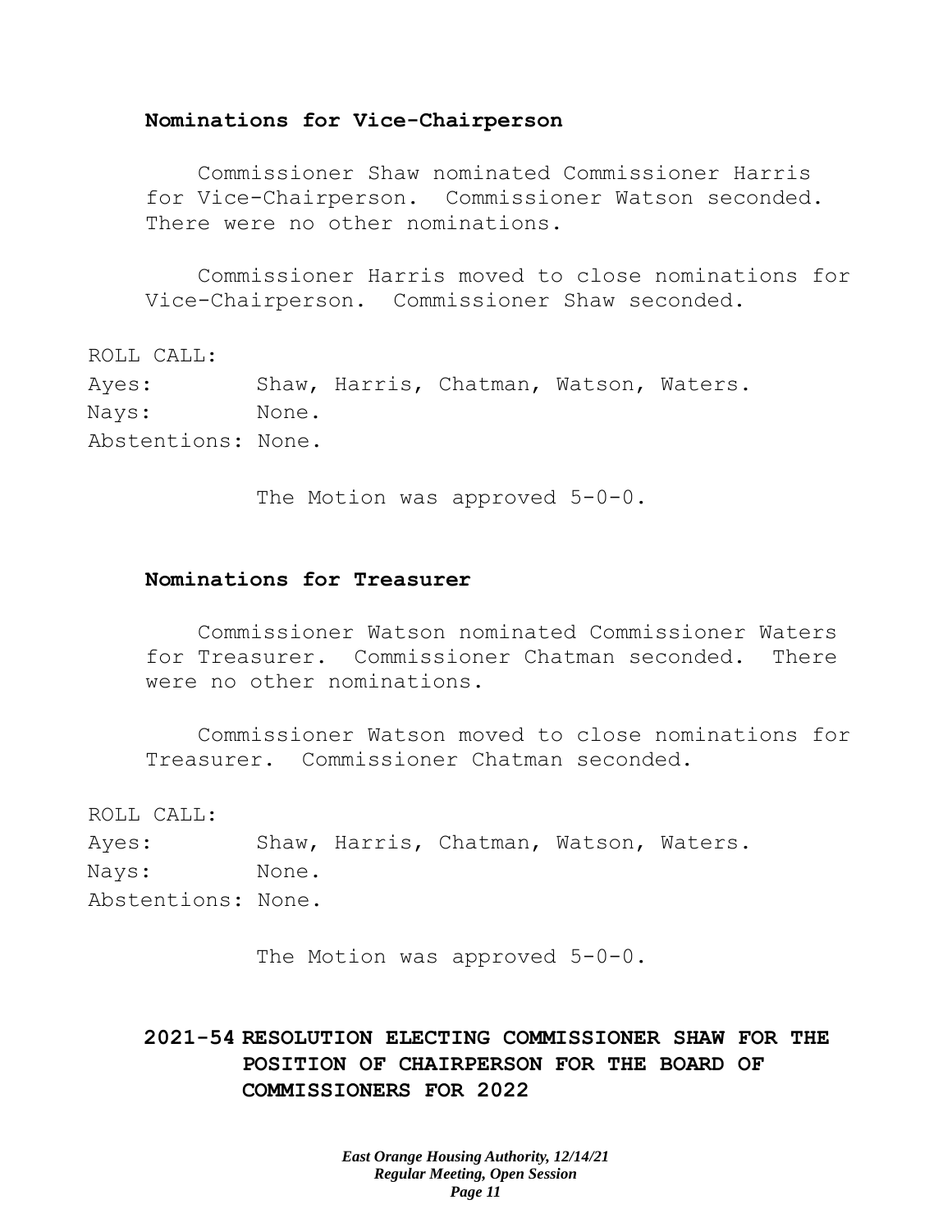**Nominations for Vice-Chairperson**

Commissioner Shaw nominated Commissioner Harris for Vice-Chairperson. Commissioner Watson seconded. There were no other nominations.

Commissioner Harris moved to close nominations for Vice-Chairperson. Commissioner Shaw seconded.

ROLL CALL:
Ayes: Shaw, Harris, Chatman, Watson, Waters.
Nays: None.
Abstentions: None.

The Motion was approved 5-0-0.

**Nominations for Treasurer**

Commissioner Watson nominated Commissioner Waters for Treasurer. Commissioner Chatman seconded. There were no other nominations.

Commissioner Watson moved to close nominations for Treasurer. Commissioner Chatman seconded.

ROLL CALL:
Ayes: Shaw, Harris, Chatman, Watson, Waters.
Nays: None.
Abstentions: None.

The Motion was approved 5-0-0.

**2021-54 RESOLUTION ELECTING COMMISSIONER SHAW FOR THE POSITION OF CHAIRPERSON FOR THE BOARD OF COMMISSIONERS FOR 2022**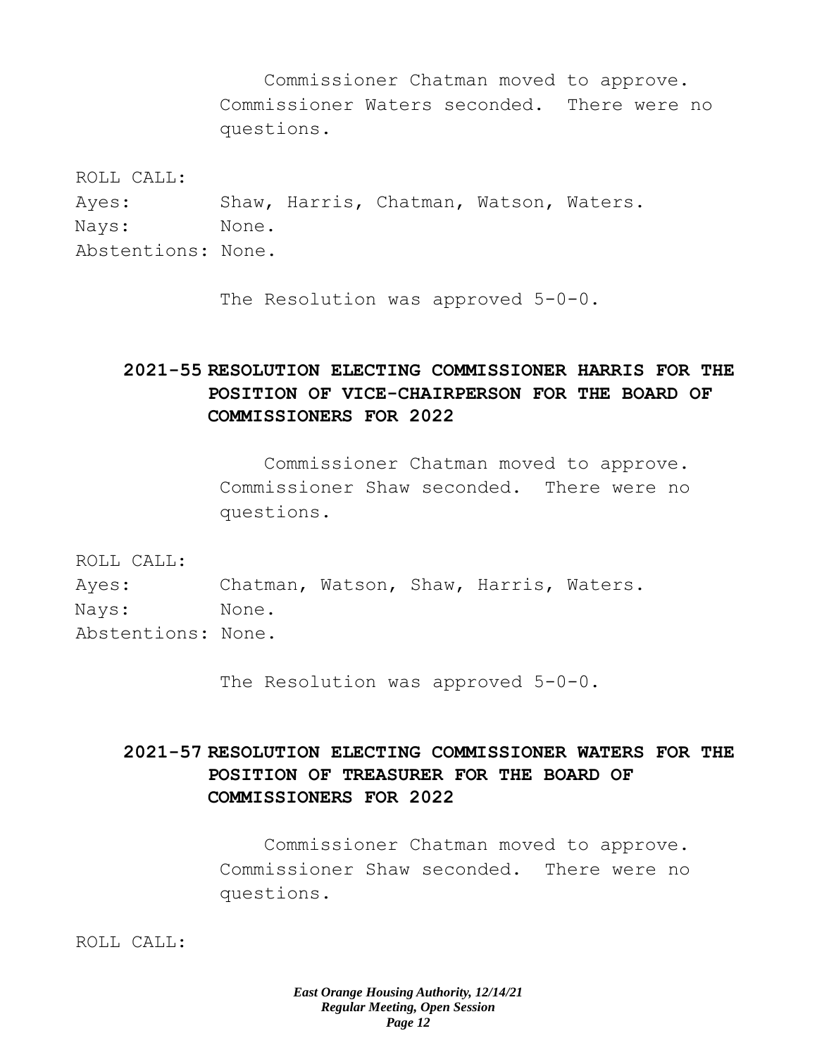Commissioner Chatman moved to approve. Commissioner Waters seconded. There were no questions.

ROLL CALL:

Ayes: Shaw, Harris, Chatman, Watson, Waters.
Nays: None.
Abstentions: None.

The Resolution was approved 5-0-0.

**2021-55 RESOLUTION ELECTING COMMISSIONER HARRIS FOR THE POSITION OF VICE-CHAIRPERSON FOR THE BOARD OF COMMISSIONERS FOR 2022**

Commissioner Chatman moved to approve. Commissioner Shaw seconded. There were no questions.

ROLL CALL:

Ayes: Chatman, Watson, Shaw, Harris, Waters.
Nays: None.
Abstentions: None.

The Resolution was approved 5-0-0.

**2021-57 RESOLUTION ELECTING COMMISSIONER WATERS FOR THE POSITION OF TREASURER FOR THE BOARD OF COMMISSIONERS FOR 2022**

Commissioner Chatman moved to approve. Commissioner Shaw seconded. There were no questions.

ROLL CALL: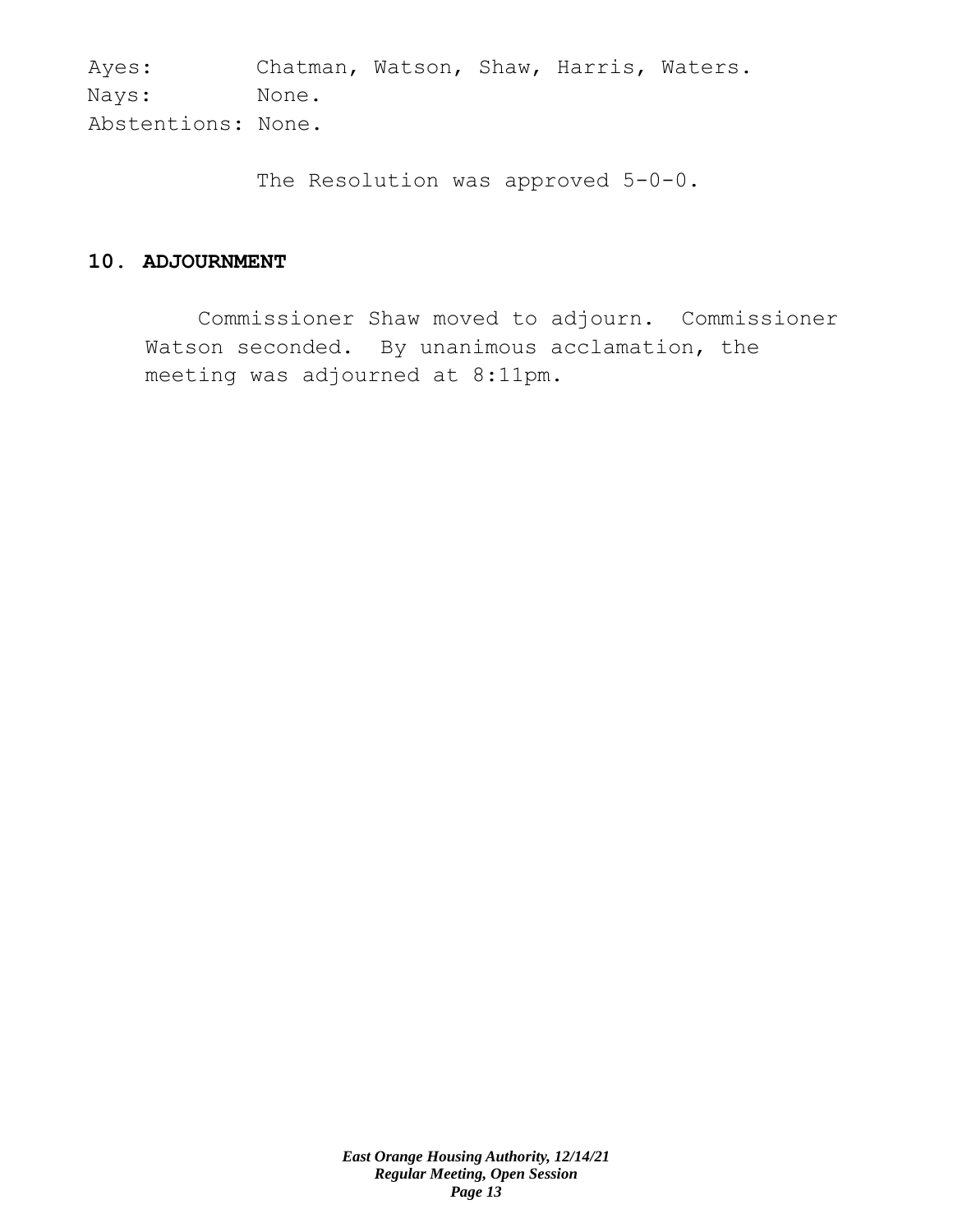Ayes: Chatman, Watson, Shaw, Harris, Waters.
Nays: None.
Abstentions: None.

The Resolution was approved 5-0-0.

## 10. ADJOURNMENT

Commissioner Shaw moved to adjourn. Commissioner Watson seconded. By unanimous acclamation, the meeting was adjourned at 8:11pm.